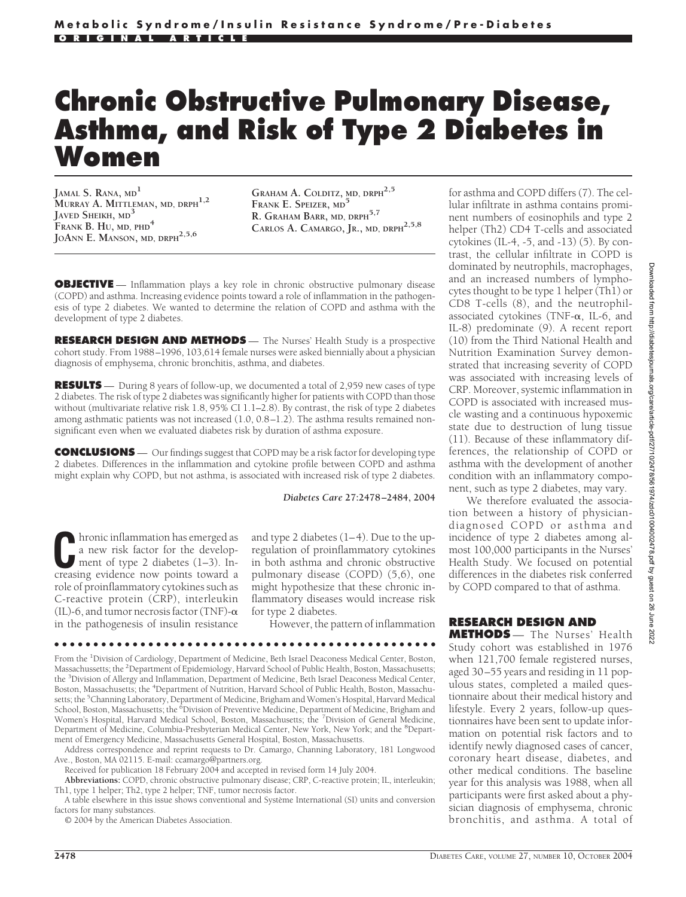# Chronic Obstructive Pulmonary Disease, Asthma, and Risk of Type 2 Diabetes in Women

JAMAL S. RANA, MD[1]
MURRAY A. MITTLEMAN, MD, DRPH[1,2]
JAVED SHEIKH, MD[3]
FRANK B. HU, MD, PHD[4]
JOANN E. MANSON, MD, DRPH[2,5,6]
GRAHAM A. COLDITZ, MD, DRPH[2,5]
FRANK E. SPEIZER, MD[5]
R. GRAHAM BARR, MD, DRPH[5,7]
CARLOS A. CAMARGO, JR., MD, DRPH[2,5,8]

**OBJECTIVE** — Inflammation plays a key role in chronic obstructive pulmonary disease (COPD) and asthma. Increasing evidence points toward a role of inflammation in the pathogenesis of type 2 diabetes. We wanted to determine the relation of COPD and asthma with the development of type 2 diabetes.

**RESEARCH DESIGN AND METHODS** — The Nurses' Health Study is a prospective cohort study. From 1988–1996, 103,614 female nurses were asked biennially about a physician diagnosis of emphysema, chronic bronchitis, asthma, and diabetes.

**RESULTS** — During 8 years of follow-up, we documented a total of 2,959 new cases of type 2 diabetes. The risk of type 2 diabetes was significantly higher for patients with COPD than those without (multivariate relative risk 1.8, 95% CI 1.1–2.8). By contrast, the risk of type 2 diabetes among asthmatic patients was not increased (1.0, 0.8–1.2). The asthma results remained nonsignificant even when we evaluated diabetes risk by duration of asthma exposure.

**CONCLUSIONS** — Our findings suggest that COPD may be a risk factor for developing type 2 diabetes. Differences in the inflammation and cytokine profile between COPD and asthma might explain why COPD, but not asthma, is associated with increased risk of type 2 diabetes.

*Diabetes Care* **27:**2478–2484, 2004

Chronic inflammation has emerged as a new risk factor for the development of type 2 diabetes (1–3). Increasing evidence now points toward a role of proinflammatory cytokines such as C-reactive protein (CRP), interleukin (IL)-6, and tumor necrosis factor (TNF)-α in the pathogenesis of insulin resistance and type 2 diabetes (1–4). Due to the upregulation of proinflammatory cytokines in both asthma and chronic obstructive pulmonary disease (COPD) (5,6), one might hypothesize that these chronic inflammatory diseases would increase risk for type 2 diabetes.

However, the pattern of inflammation for asthma and COPD differs (7). The cellular infiltrate in asthma contains prominent numbers of eosinophils and type 2 helper (Th2) CD4 T-cells and associated cytokines (IL-4, -5, and -13) (5). By contrast, the cellular infiltrate in COPD is dominated by neutrophils, macrophages, and an increased numbers of lymphocytes thought to be type 1 helper (Th1) or CD8 T-cells (8), and the neutrophil-associated cytokines (TNF-α, IL-6, and IL-8) predominate (9). A recent report (10) from the Third National Health and Nutrition Examination Survey demonstrated that increasing severity of COPD was associated with increasing levels of CRP. Moreover, systemic inflammation in COPD is associated with increased muscle wasting and a continuous hypoxemic state due to destruction of lung tissue (11). Because of these inflammatory differences, the relationship of COPD or asthma with the development of another condition with an inflammatory component, such as type 2 diabetes, may vary.

We therefore evaluated the association between a history of physician-diagnosed COPD or asthma and incidence of type 2 diabetes among almost 100,000 participants in the Nurses' Health Study. We focused on potential differences in the diabetes risk conferred by COPD compared to that of asthma.

## RESEARCH DESIGN AND METHODS

The Nurses' Health Study cohort was established in 1976 when 121,700 female registered nurses, aged 30–55 years and residing in 11 populous states, completed a mailed questionnaire about their medical history and lifestyle. Every 2 years, follow-up questionnaires have been sent to update information on potential risk factors and to identify newly diagnosed cases of cancer, coronary heart disease, diabetes, and other medical conditions. The baseline year for this analysis was 1988, when all participants were first asked about a physician diagnosis of emphysema, chronic bronchitis, and asthma. A total of

From the [1]Division of Cardiology, Department of Medicine, Beth Israel Deaconess Medical Center, Boston, Massachusetts; the [2]Department of Epidemiology, Harvard School of Public Health, Boston, Massachusetts; the [3]Division of Allergy and Inflammation, Department of Medicine, Beth Israel Deaconess Medical Center, Boston, Massachusetts; the [4]Department of Nutrition, Harvard School of Public Health, Boston, Massachusetts; the [5]Channing Laboratory, Department of Medicine, Brigham and Women's Hospital, Harvard Medical School, Boston, Massachusetts; the [6]Division of Preventive Medicine, Department of Medicine, Brigham and Women's Hospital, Harvard Medical School, Boston, Massachusetts; the [7]Division of General Medicine, Department of Medicine, Columbia-Presbyterian Medical Center, New York, New York; and the [8]Department of Emergency Medicine, Massachusetts General Hospital, Boston, Massachusetts.

Address correspondence and reprint requests to Dr. Camargo, Channing Laboratory, 181 Longwood Ave., Boston, MA 02115. E-mail: ccamargo@partners.org.

Received for publication 18 February 2004 and accepted in revised form 14 July 2004.

**Abbreviations:** COPD, chronic obstructive pulmonary disease; CRP, C-reactive protein; IL, interleukin; Th1, type 1 helper; Th2, type 2 helper; TNF, tumor necrosis factor.

A table elsewhere in this issue shows conventional and Système International (SI) units and conversion factors for many substances.

© 2004 by the American Diabetes Association.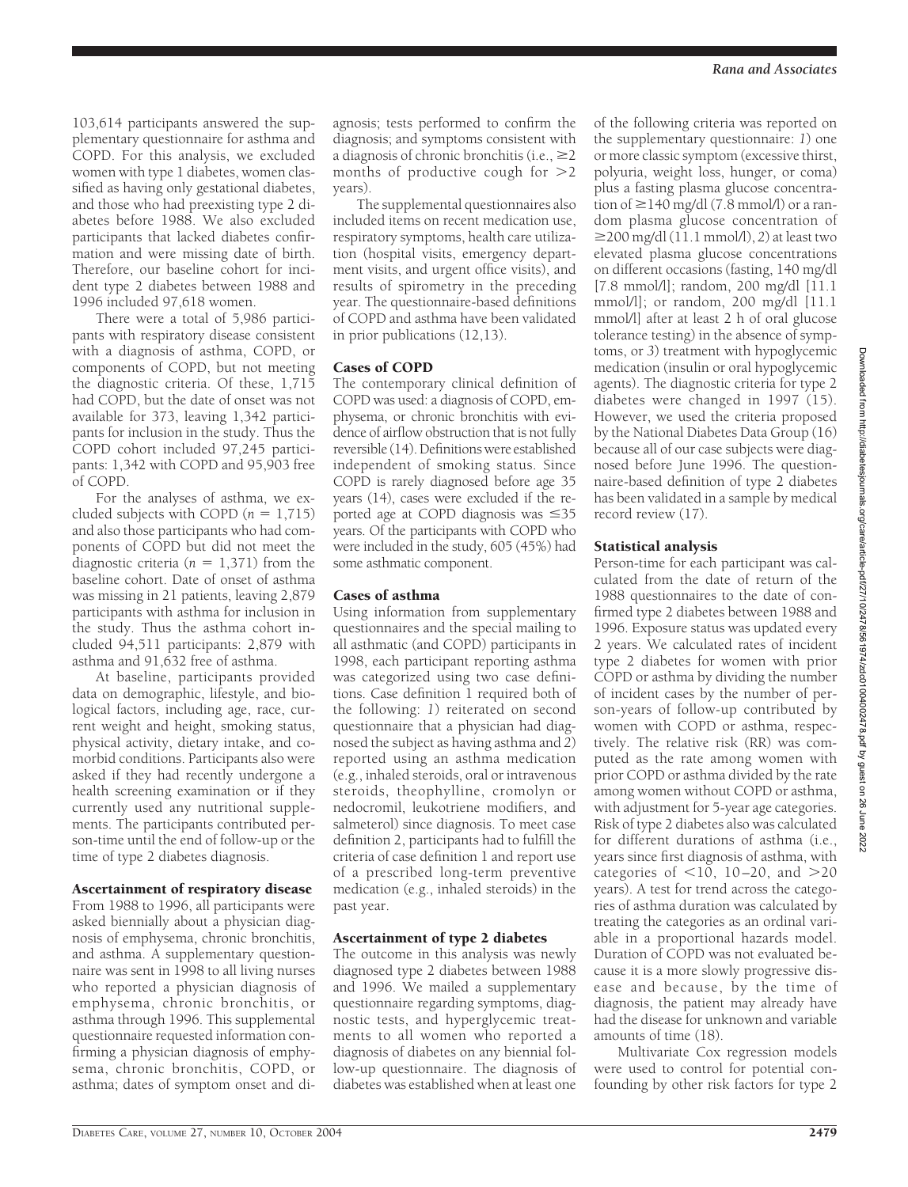103,614 participants answered the supplementary questionnaire for asthma and COPD. For this analysis, we excluded women with type 1 diabetes, women classified as having only gestational diabetes, and those who had preexisting type 2 diabetes before 1988. We also excluded participants that lacked diabetes confirmation and were missing date of birth. Therefore, our baseline cohort for incident type 2 diabetes between 1988 and 1996 included 97,618 women.

There were a total of 5,986 participants with respiratory disease consistent with a diagnosis of asthma, COPD, or components of COPD, but not meeting the diagnostic criteria. Of these, 1,715 had COPD, but the date of onset was not available for 373, leaving 1,342 participants for inclusion in the study. Thus the COPD cohort included 97,245 participants: 1,342 with COPD and 95,903 free of COPD.

For the analyses of asthma, we excluded subjects with COPD ($n = 1,715$) and also those participants who had components of COPD but did not meet the diagnostic criteria ($n = 1,371$) from the baseline cohort. Date of onset of asthma was missing in 21 patients, leaving 2,879 participants with asthma for inclusion in the study. Thus the asthma cohort included 94,511 participants: 2,879 with asthma and 91,632 free of asthma.

At baseline, participants provided data on demographic, lifestyle, and biological factors, including age, race, current weight and height, smoking status, physical activity, dietary intake, and comorbid conditions. Participants also were asked if they had recently undergone a health screening examination or if they currently used any nutritional supplements. The participants contributed person-time until the end of follow-up or the time of type 2 diabetes diagnosis.

### Ascertainment of respiratory disease

From 1988 to 1996, all participants were asked biennially about a physician diagnosis of emphysema, chronic bronchitis, and asthma. A supplementary questionnaire was sent in 1998 to all living nurses who reported a physician diagnosis of emphysema, chronic bronchitis, or asthma through 1996. This supplemental questionnaire requested information confirming a physician diagnosis of emphysema, chronic bronchitis, COPD, or asthma; dates of symptom onset and diagnosis; tests performed to confirm the diagnosis; and symptoms consistent with a diagnosis of chronic bronchitis (i.e., ≥2 months of productive cough for >2 years).

The supplemental questionnaires also included items on recent medication use, respiratory symptoms, health care utilization (hospital visits, emergency department visits, and urgent office visits), and results of spirometry in the preceding year. The questionnaire-based definitions of COPD and asthma have been validated in prior publications (12,13).

### Cases of COPD

The contemporary clinical definition of COPD was used: a diagnosis of COPD, emphysema, or chronic bronchitis with evidence of airflow obstruction that is not fully reversible (14). Definitions were established independent of smoking status. Since COPD is rarely diagnosed before age 35 years (14), cases were excluded if the reported age at COPD diagnosis was ≤35 years. Of the participants with COPD who were included in the study, 605 (45%) had some asthmatic component.

### Cases of asthma

Using information from supplementary questionnaires and the special mailing to all asthmatic (and COPD) participants in 1998, each participant reporting asthma was categorized using two case definitions. Case definition 1 required both of the following: *1*) reiterated on second questionnaire that a physician had diagnosed the subject as having asthma and *2*) reported using an asthma medication (e.g., inhaled steroids, oral or intravenous steroids, theophylline, cromolyn or nedocromil, leukotriene modifiers, and salmeterol) since diagnosis. To meet case definition 2, participants had to fulfill the criteria of case definition 1 and report use of a prescribed long-term preventive medication (e.g., inhaled steroids) in the past year.

### Ascertainment of type 2 diabetes

The outcome in this analysis was newly diagnosed type 2 diabetes between 1988 and 1996. We mailed a supplementary questionnaire regarding symptoms, diagnostic tests, and hyperglycemic treatments to all women who reported a diagnosis of diabetes on any biennial follow-up questionnaire. The diagnosis of diabetes was established when at least one of the following criteria was reported on the supplementary questionnaire: *1*) one or more classic symptom (excessive thirst, polyuria, weight loss, hunger, or coma) plus a fasting plasma glucose concentration of ≥140 mg/dl (7.8 mmol/l) or a random plasma glucose concentration of ≥200 mg/dl (11.1 mmol/l), *2*) at least two elevated plasma glucose concentrations on different occasions (fasting, 140 mg/dl [7.8 mmol/l]; random, 200 mg/dl [11.1 mmol/l]; or random, 200 mg/dl [11.1 mmol/l] after at least 2 h of oral glucose tolerance testing) in the absence of symptoms, or *3*) treatment with hypoglycemic medication (insulin or oral hypoglycemic agents). The diagnostic criteria for type 2 diabetes were changed in 1997 (15). However, we used the criteria proposed by the National Diabetes Data Group (16) because all of our case subjects were diagnosed before June 1996. The questionnaire-based definition of type 2 diabetes has been validated in a sample by medical record review (17).

### Statistical analysis

Person-time for each participant was calculated from the date of return of the 1988 questionnaires to the date of confirmed type 2 diabetes between 1988 and 1996. Exposure status was updated every 2 years. We calculated rates of incident type 2 diabetes for women with prior COPD or asthma by dividing the number of incident cases by the number of person-years of follow-up contributed by women with COPD or asthma, respectively. The relative risk (RR) was computed as the rate among women with prior COPD or asthma divided by the rate among women without COPD or asthma, with adjustment for 5-year age categories. Risk of type 2 diabetes also was calculated for different durations of asthma (i.e., years since first diagnosis of asthma, with categories of <10, 10–20, and >20 years). A test for trend across the categories of asthma duration was calculated by treating the categories as an ordinal variable in a proportional hazards model. Duration of COPD was not evaluated because it is a more slowly progressive disease and because, by the time of diagnosis, the patient may already have had the disease for unknown and variable amounts of time (18).

Multivariate Cox regression models were used to control for potential confounding by other risk factors for type 2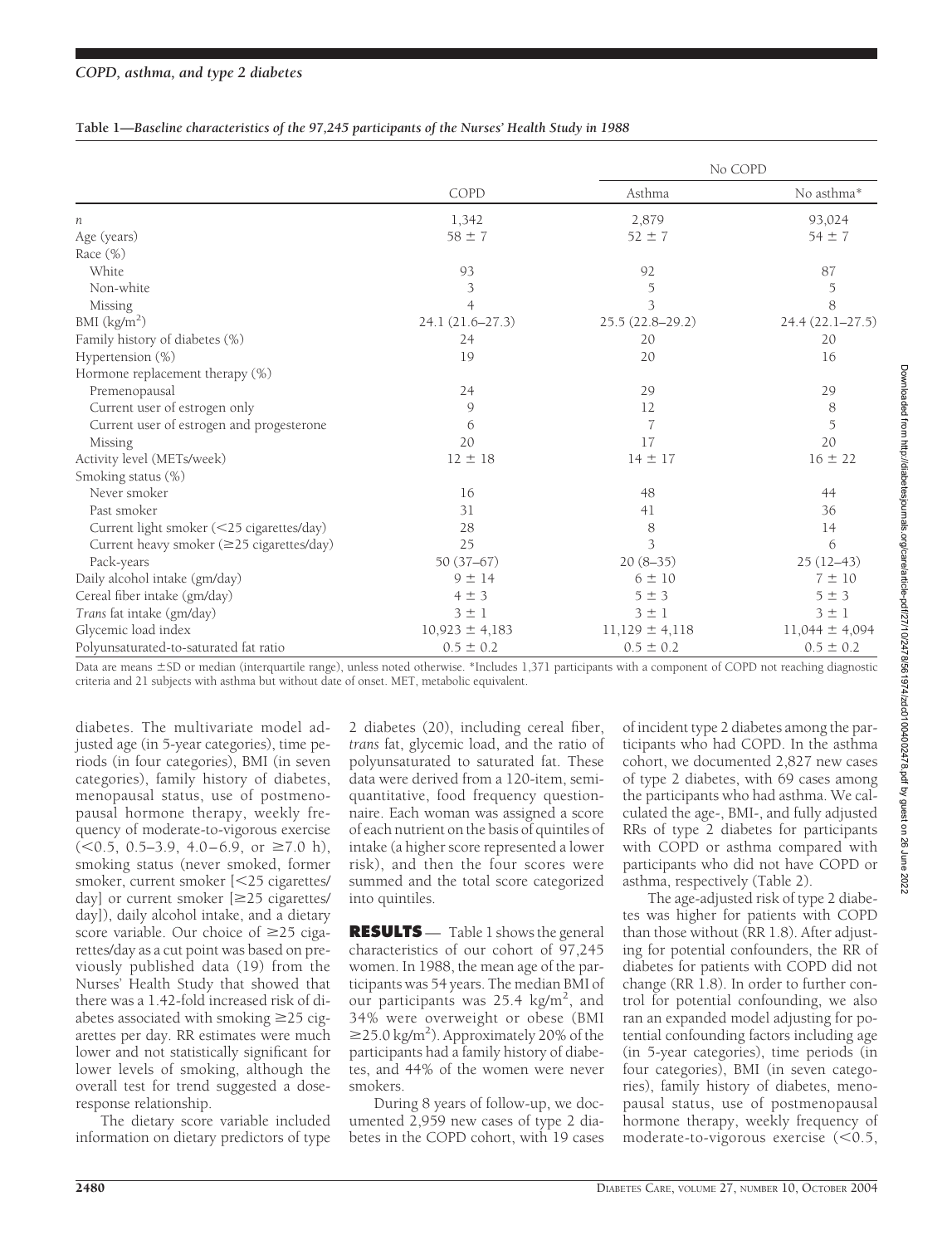**Table 1—Baseline characteristics of the 97,245 participants of the Nurses' Health Study in 1988**

| | COPD | No COPD | |
|---|---|---|---|
| | | Asthma | No asthma* |
| *n* | 1,342 | 2,879 | 93,024 |
| Age (years) | 58 ± 7 | 52 ± 7 | 54 ± 7 |
| Race (%) | | | |
| White | 93 | 92 | 87 |
| Non-white | 3 | 5 | 5 |
| Missing | 4 | 3 | 8 |
| BMI (kg/m$^2$) | 24.1 (21.6–27.3) | 25.5 (22.8–29.2) | 24.4 (22.1–27.5) |
| Family history of diabetes (%) | 24 | 20 | 20 |
| Hypertension (%) | 19 | 20 | 16 |
| Hormone replacement therapy (%) | | | |
| Premenopausal | 24 | 29 | 29 |
| Current user of estrogen only | 9 | 12 | 8 |
| Current user of estrogen and progesterone | 6 | 7 | 5 |
| Missing | 20 | 17 | 20 |
| Activity level (METs/week) | 12 ± 18 | 14 ± 17 | 16 ± 22 |
| Smoking status (%) | | | |
| Never smoker | 16 | 48 | 44 |
| Past smoker | 31 | 41 | 36 |
| Current light smoker (<25 cigarettes/day) | 28 | 8 | 14 |
| Current heavy smoker (≥25 cigarettes/day) | 25 | 3 | 6 |
| Pack-years | 50 (37–67) | 20 (8–35) | 25 (12–43) |
| Daily alcohol intake (gm/day) | 9 ± 14 | 6 ± 10 | 7 ± 10 |
| Cereal fiber intake (gm/day) | 4 ± 3 | 5 ± 3 | 5 ± 3 |
| *Trans* fat intake (gm/day) | 3 ± 1 | 3 ± 1 | 3 ± 1 |
| Glycemic load index | 10,923 ± 4,183 | 11,129 ± 4,118 | 11,044 ± 4,094 |
| Polyunsaturated-to-saturated fat ratio | 0.5 ± 0.2 | 0.5 ± 0.2 | 0.5 ± 0.2 |

Data are means ±SD or median (interquartile range), unless noted otherwise. *Includes 1,371 participants with a component of COPD not reaching diagnostic criteria and 21 subjects with asthma but without date of onset. MET, metabolic equivalent.

diabetes. The multivariate model adjusted age (in 5-year categories), time periods (in four categories), BMI (in seven categories), family history of diabetes, menopausal status, use of postmenopausal hormone therapy, weekly frequency of moderate-to-vigorous exercise (<0.5, 0.5–3.9, 4.0–6.9, or ≥7.0 h), smoking status (never smoked, former smoker, current smoker [<25 cigarettes/day] or current smoker [≥25 cigarettes/day]), daily alcohol intake, and a dietary score variable. Our choice of ≥25 cigarettes/day as a cut point was based on previously published data (19) from the Nurses' Health Study that showed that there was a 1.42-fold increased risk of diabetes associated with smoking ≥25 cigarettes per day. RR estimates were much lower and not statistically significant for lower levels of smoking, although the overall test for trend suggested a dose-response relationship.

The dietary score variable included information on dietary predictors of type 2 diabetes (20), including cereal fiber, *trans* fat, glycemic load, and the ratio of polyunsaturated to saturated fat. These data were derived from a 120-item, semi-quantitative, food frequency questionnaire. Each woman was assigned a score of each nutrient on the basis of quintiles of intake (a higher score represented a lower risk), and then the four scores were summed and the total score categorized into quintiles.

**RESULTS** — Table 1 shows the general characteristics of our cohort of 97,245 women. In 1988, the mean age of the participants was 54 years. The median BMI of our participants was 25.4 kg/m$^2$, and 34% were overweight or obese (BMI ≥25.0 kg/m$^2$). Approximately 20% of the participants had a family history of diabetes, and 44% of the women were never smokers.

During 8 years of follow-up, we documented 2,959 new cases of type 2 diabetes in the COPD cohort, with 19 cases of incident type 2 diabetes among the participants who had COPD. In the asthma cohort, we documented 2,827 new cases of type 2 diabetes, with 69 cases among the participants who had asthma. We calculated the age-, BMI-, and fully adjusted RRs of type 2 diabetes for participants with COPD or asthma compared with participants who did not have COPD or asthma, respectively (Table 2).

The age-adjusted risk of type 2 diabetes was higher for patients with COPD than those without (RR 1.8). After adjusting for potential confounders, the RR of diabetes for patients with COPD did not change (RR 1.8). In order to further control for potential confounding, we also ran an expanded model adjusting for potential confounding factors including age (in 5-year categories), time periods (in four categories), BMI (in seven categories), family history of diabetes, menopausal status, use of postmenopausal hormone therapy, weekly frequency of moderate-to-vigorous exercise (<0.5,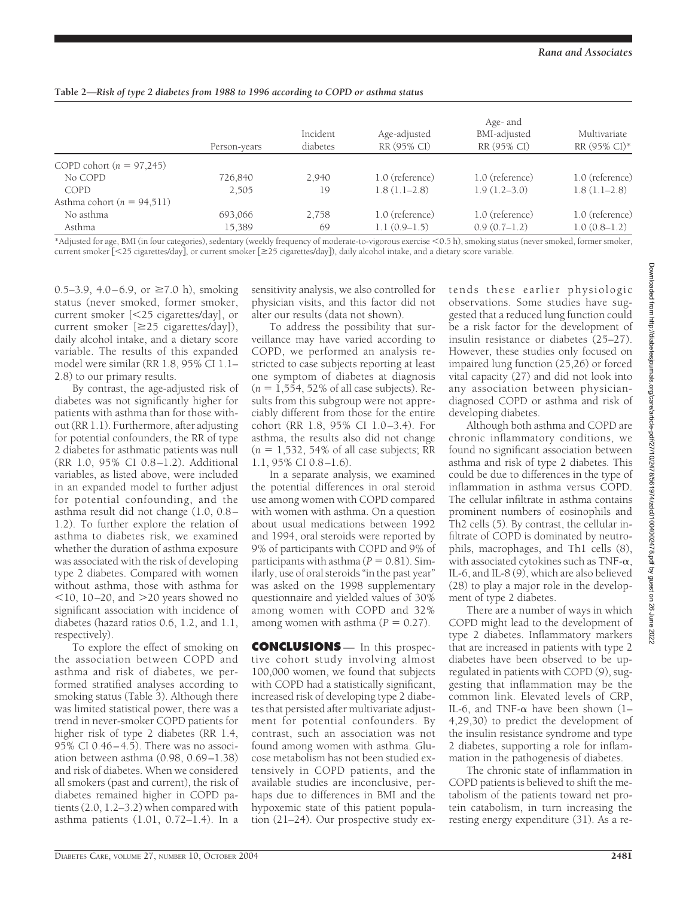**Table 2—Risk of type 2 diabetes from 1988 to 1996 according to COPD or asthma status**

| | Person-years | Incident diabetes | Age-adjusted RR (95% CI) | Age- and BMI-adjusted RR (95% CI) | Multivariate RR (95% CI)* |
|---|---|---|---|---|---|
| COPD cohort ($n$ = 97,245) | | | | | |
| No COPD | 726,840 | 2,940 | 1.0 (reference) | 1.0 (reference) | 1.0 (reference) |
| COPD | 2,505 | 19 | 1.8 (1.1–2.8) | 1.9 (1.2–3.0) | 1.8 (1.1–2.8) |
| Asthma cohort ($n$ = 94,511) | | | | | |
| No asthma | 693,066 | 2,758 | 1.0 (reference) | 1.0 (reference) | 1.0 (reference) |
| Asthma | 15,389 | 69 | 1.1 (0.9–1.5) | 0.9 (0.7–1.2) | 1.0 (0.8–1.2) |

*Adjusted for age, BMI (in four categories), sedentary (weekly frequency of moderate-to-vigorous exercise <0.5 h), smoking status (never smoked, former smoker, current smoker [<25 cigarettes/day], or current smoker [≥25 cigarettes/day]), daily alcohol intake, and a dietary score variable.

0.5–3.9, 4.0–6.9, or ≥7.0 h), smoking status (never smoked, former smoker, current smoker [<25 cigarettes/day], or current smoker [≥25 cigarettes/day]), daily alcohol intake, and a dietary score variable. The results of this expanded model were similar (RR 1.8, 95% CI 1.1–2.8) to our primary results.

By contrast, the age-adjusted risk of diabetes was not significantly higher for patients with asthma than for those without (RR 1.1). Furthermore, after adjusting for potential confounders, the RR of type 2 diabetes for asthmatic patients was null (RR 1.0, 95% CI 0.8–1.2). Additional variables, as listed above, were included in an expanded model to further adjust for potential confounding, and the asthma result did not change (1.0, 0.8–1.2). To further explore the relation of asthma to diabetes risk, we examined whether the duration of asthma exposure was associated with the risk of developing type 2 diabetes. Compared with women without asthma, those with asthma for <10, 10–20, and >20 years showed no significant association with incidence of diabetes (hazard ratios 0.6, 1.2, and 1.1, respectively).

To explore the effect of smoking on the association between COPD and asthma and risk of diabetes, we performed stratified analyses according to smoking status (Table 3). Although there was limited statistical power, there was a trend in never-smoker COPD patients for higher risk of type 2 diabetes (RR 1.4, 95% CI 0.46–4.5). There was no association between asthma (0.98, 0.69–1.38) and risk of diabetes. When we considered all smokers (past and current), the risk of diabetes remained higher in COPD patients (2.0, 1.2–3.2) when compared with asthma patients (1.01, 0.72–1.4). In a sensitivity analysis, we also controlled for physician visits, and this factor did not alter our results (data not shown).

To address the possibility that surveillance may have varied according to COPD, we performed an analysis restricted to case subjects reporting at least one symptom of diabetes at diagnosis ($n$ = 1,554, 52% of all case subjects). Results from this subgroup were not appreciably different from those for the entire cohort (RR 1.8, 95% CI 1.0–3.4). For asthma, the results also did not change ($n$ = 1,532, 54% of all case subjects; RR 1.1, 95% CI 0.8–1.6).

In a separate analysis, we examined the potential differences in oral steroid use among women with COPD compared with women with asthma. On a question about usual medications between 1992 and 1994, oral steroids were reported by 9% of participants with COPD and 9% of participants with asthma ($P$ = 0.81). Similarly, use of oral steroids "in the past year" was asked on the 1998 supplementary questionnaire and yielded values of 30% among women with COPD and 32% among women with asthma ($P$ = 0.27).

## CONCLUSIONS

In this prospective cohort study involving almost 100,000 women, we found that subjects with COPD had a statistically significant, increased risk of developing type 2 diabetes that persisted after multivariate adjustment for potential confounders. By contrast, such an association was not found among women with asthma. Glucose metabolism has not been studied extensively in COPD patients, and the available studies are inconclusive, perhaps due to differences in BMI and the hypoxemic state of this patient population (21–24). Our prospective study extends these earlier physiologic observations. Some studies have suggested that a reduced lung function could be a risk factor for the development of insulin resistance or diabetes (25–27). However, these studies only focused on impaired lung function (25,26) or forced vital capacity (27) and did not look into any association between physician-diagnosed COPD or asthma and risk of developing diabetes.

Although both asthma and COPD are chronic inflammatory conditions, we found no significant association between asthma and risk of type 2 diabetes. This could be due to differences in the type of inflammation in asthma versus COPD. The cellular infiltrate in asthma contains prominent numbers of eosinophils and Th2 cells (5). By contrast, the cellular infiltrate of COPD is dominated by neutrophils, macrophages, and Th1 cells (8), with associated cytokines such as TNF-$\alpha$, IL-6, and IL-8 (9), which are also believed (28) to play a major role in the development of type 2 diabetes.

There are a number of ways in which COPD might lead to the development of type 2 diabetes. Inflammatory markers that are increased in patients with type 2 diabetes have been observed to be upregulated in patients with COPD (9), suggesting that inflammation may be the common link. Elevated levels of CRP, IL-6, and TNF-$\alpha$ have been shown (1–4,29,30) to predict the development of the insulin resistance syndrome and type 2 diabetes, supporting a role for inflammation in the pathogenesis of diabetes.

The chronic state of inflammation in COPD patients is believed to shift the metabolism of the patients toward net protein catabolism, in turn increasing the resting energy expenditure (31). As a re-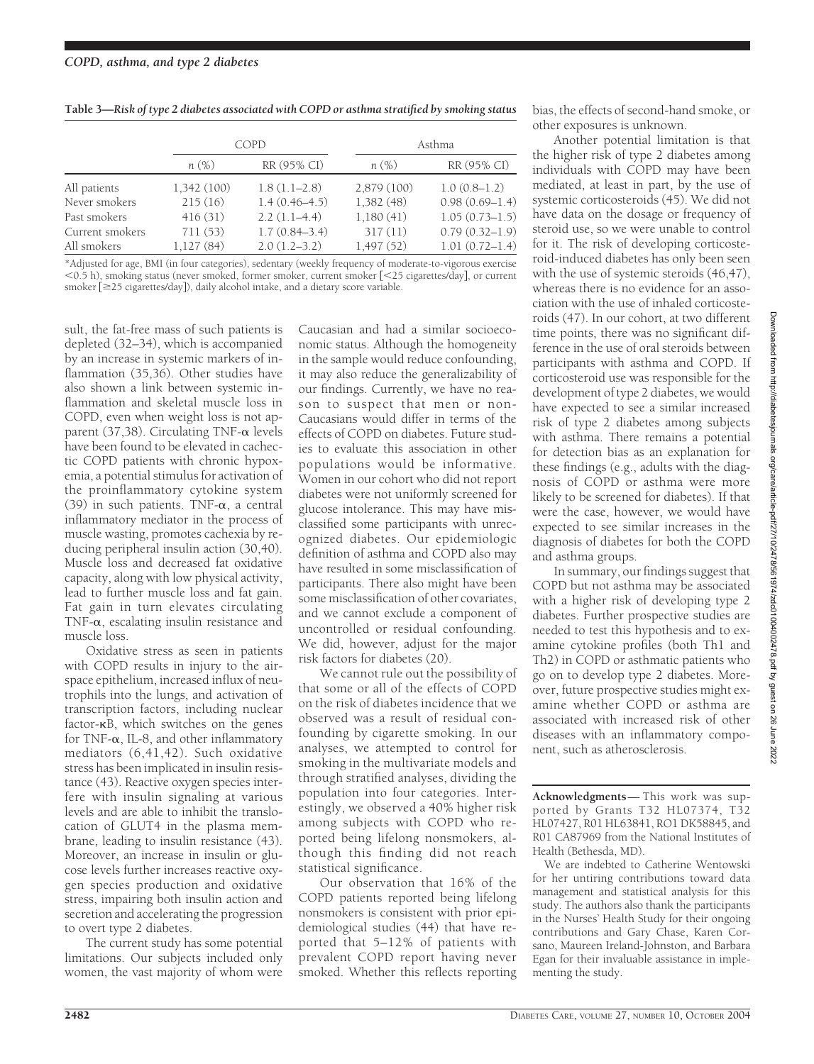**Table 3—*Risk of type 2 diabetes associated with COPD or asthma stratified by smoking status***

| | COPD | | Asthma | |
|---|---|---|---|---|
| | n (%) | RR (95% CI) | n (%) | RR (95% CI) |
| All patients | 1,342 (100) | 1.8 (1.1–2.8) | 2,879 (100) | 1.0 (0.8–1.2) |
| Never smokers | 215 (16) | 1.4 (0.46–4.5) | 1,382 (48) | 0.98 (0.69–1.4) |
| Past smokers | 416 (31) | 2.2 (1.1–4.4) | 1,180 (41) | 1.05 (0.73–1.5) |
| Current smokers | 711 (53) | 1.7 (0.84–3.4) | 317 (11) | 0.79 (0.32–1.9) |
| All smokers | 1,127 (84) | 2.0 (1.2–3.2) | 1,497 (52) | 1.01 (0.72–1.4) |

*Adjusted for age, BMI (in four categories), sedentary (weekly frequency of moderate-to-vigorous exercise <0.5 h), smoking status (never smoked, former smoker, current smoker [<25 cigarettes/day], or current smoker [≥25 cigarettes/day]), daily alcohol intake, and a dietary score variable.

sult, the fat-free mass of such patients is depleted (32–34), which is accompanied by an increase in systemic markers of inflammation (35,36). Other studies have also shown a link between systemic inflammation and skeletal muscle loss in COPD, even when weight loss is not apparent (37,38). Circulating TNF-$\alpha$ levels have been found to be elevated in cachectic COPD patients with chronic hypoxemia, a potential stimulus for activation of the proinflammatory cytokine system (39) in such patients. TNF-$\alpha$, a central inflammatory mediator in the process of muscle wasting, promotes cachexia by reducing peripheral insulin action (30,40). Muscle loss and decreased fat oxidative capacity, along with low physical activity, lead to further muscle loss and fat gain. Fat gain in turn elevates circulating TNF-$\alpha$, escalating insulin resistance and muscle loss.

Oxidative stress as seen in patients with COPD results in injury to the airspace epithelium, increased influx of neutrophils into the lungs, and activation of transcription factors, including nuclear factor-$\kappa$B, which switches on the genes for TNF-$\alpha$, IL-8, and other inflammatory mediators (6,41,42). Such oxidative stress has been implicated in insulin resistance (43). Reactive oxygen species interfere with insulin signaling at various levels and are able to inhibit the translocation of GLUT4 in the plasma membrane, leading to insulin resistance (43). Moreover, an increase in insulin or glucose levels further increases reactive oxygen species production and oxidative stress, impairing both insulin action and secretion and accelerating the progression to overt type 2 diabetes.

The current study has some potential limitations. Our subjects included only women, the vast majority of whom were Caucasian and had a similar socioeconomic status. Although the homogeneity in the sample would reduce confounding, it may also reduce the generalizability of our findings. Currently, we have no reason to suspect that men or non-Caucasians would differ in terms of the effects of COPD on diabetes. Future studies to evaluate this association in other populations would be informative. Women in our cohort who did not report diabetes were not uniformly screened for glucose intolerance. This may have misclassified some participants with unrecognized diabetes. Our epidemiologic definition of asthma and COPD also may have resulted in some misclassification of participants. There also might have been some misclassification of other covariates, and we cannot exclude a component of uncontrolled or residual confounding. We did, however, adjust for the major risk factors for diabetes (20).

We cannot rule out the possibility of that some or all of the effects of COPD on the risk of diabetes incidence that we observed was a result of residual confounding by cigarette smoking. In our analyses, we attempted to control for smoking in the multivariate models and through stratified analyses, dividing the population into four categories. Interestingly, we observed a 40% higher risk among subjects with COPD who reported being lifelong nonsmokers, although this finding did not reach statistical significance.

Our observation that 16% of the COPD patients reported being lifelong nonsmokers is consistent with prior epidemiological studies (44) that have reported that 5–12% of patients with prevalent COPD report having never smoked. Whether this reflects reporting bias, the effects of second-hand smoke, or other exposures is unknown.

Another potential limitation is that the higher risk of type 2 diabetes among individuals with COPD may have been mediated, at least in part, by the use of systemic corticosteroids (45). We did not have data on the dosage or frequency of steroid use, so we were unable to control for it. The risk of developing corticosteroid-induced diabetes has only been seen with the use of systemic steroids (46,47), whereas there is no evidence for an association with the use of inhaled corticosteroids (47). In our cohort, at two different time points, there was no significant difference in the use of oral steroids between participants with asthma and COPD. If corticosteroid use was responsible for the development of type 2 diabetes, we would have expected to see a similar increased risk of type 2 diabetes among subjects with asthma. There remains a potential for detection bias as an explanation for these findings (e.g., adults with the diagnosis of COPD or asthma were more likely to be screened for diabetes). If that were the case, however, we would have expected to see similar increases in the diagnosis of diabetes for both the COPD and asthma groups.

In summary, our findings suggest that COPD but not asthma may be associated with a higher risk of developing type 2 diabetes. Further prospective studies are needed to test this hypothesis and to examine cytokine profiles (both Th1 and Th2) in COPD or asthmatic patients who go on to develop type 2 diabetes. Moreover, future prospective studies might examine whether COPD or asthma are associated with increased risk of other diseases with an inflammatory component, such as atherosclerosis.

**Acknowledgments**— This work was supported by Grants T32 HL07374, T32 HL07427, R01 HL63841, RO1 DK58845, and R01 CA87969 from the National Institutes of Health (Bethesda, MD).

We are indebted to Catherine Wentowski for her untiring contributions toward data management and statistical analysis for this study. The authors also thank the participants in the Nurses' Health Study for their ongoing contributions and Gary Chase, Karen Corsano, Maureen Ireland-Johnston, and Barbara Egan for their invaluable assistance in implementing the study.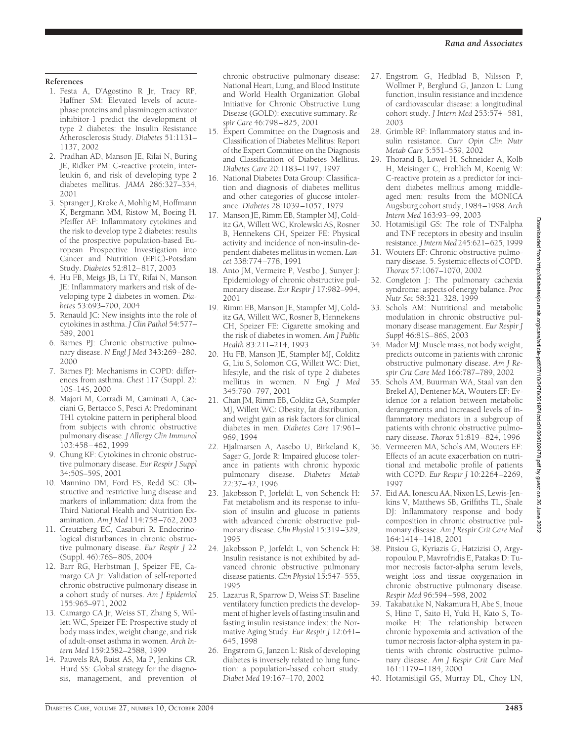## References

1. Festa A, D'Agostino R Jr, Tracy RP, Haffner SM: Elevated levels of acute-phase proteins and plasminogen activator inhibitor-1 predict the development of type 2 diabetes: the Insulin Resistance Atherosclerosis Study. *Diabetes* 51:1131–1137, 2002
2. Pradhan AD, Manson JE, Rifai N, Buring JE, Ridker PM: C-reactive protein, interleukin 6, and risk of developing type 2 diabetes mellitus. *JAMA* 286:327–334, 2001
3. Spranger J, Kroke A, Mohlig M, Hoffmann K, Bergmann MM, Ristow M, Boeing H, Pfeiffer AF: Inflammatory cytokines and the risk to develop type 2 diabetes: results of the prospective population-based European Prospective Investigation into Cancer and Nutrition (EPIC)-Potsdam Study. *Diabetes* 52:812–817, 2003
4. Hu FB, Meigs JB, Li TY, Rifai N, Manson JE: Inflammatory markers and risk of developing type 2 diabetes in women. *Diabetes* 53:693–700, 2004
5. Renauld JC: New insights into the role of cytokines in asthma. *J Clin Pathol* 54:577–589, 2001
6. Barnes PJ: Chronic obstructive pulmonary disease. *N Engl J Med* 343:269–280, 2000
7. Barnes PJ: Mechanisms in COPD: differences from asthma. *Chest* 117 (Suppl. 2): 10S–14S, 2000
8. Majori M, Corradi M, Caminati A, Cacciani G, Bertacco S, Pesci A: Predominant TH1 cytokine pattern in peripheral blood from subjects with chronic obstructive pulmonary disease. *J Allergy Clin Immunol* 103:458–462, 1999
9. Chung KF: Cytokines in chronic obstructive pulmonary disease. *Eur Respir J Suppl* 34:50S–59S, 2001
10. Mannino DM, Ford ES, Redd SC: Obstructive and restrictive lung disease and markers of inflammation: data from the Third National Health and Nutrition Examination. *Am J Med* 114:758–762, 2003
11. Creutzberg EC, Casaburi R. Endocrinological disturbances in chronic obstructive pulmonary disease. *Eur Respir J* 22 (Suppl. 46):76S–80S, 2004
12. Barr RG, Herbstman J, Speizer FE, Camargo CA Jr: Validation of self-reported chronic obstructive pulmonary disease in a cohort study of nurses. *Am J Epidemiol* 155:965–971, 2002
13. Camargo CA Jr, Weiss ST, Zhang S, Willett WC, Speizer FE: Prospective study of body mass index, weight change, and risk of adult-onset asthma in women. *Arch Intern Med* 159:2582–2588, 1999
14. Pauwels RA, Buist AS, Ma P, Jenkins CR, Hurd SS: Global strategy for the diagnosis, management, and prevention of chronic obstructive pulmonary disease: National Heart, Lung, and Blood Institute and World Health Organization Global Initiative for Chronic Obstructive Lung Disease (GOLD): executive summary. *Respir Care* 46:798–825, 2001
15. Expert Committee on the Diagnosis and Classification of Diabetes Mellitus: Report of the Expert Committee on the Diagnosis and Classification of Diabetes Mellitus. *Diabetes Care* 20:1183–1197, 1997
16. National Diabetes Data Group: Classification and diagnosis of diabetes mellitus and other categories of glucose intolerance. *Diabetes* 28:1039–1057, 1979
17. Manson JE, Rimm EB, Stampfer MJ, Colditz GA, Willett WC, Krolewski AS, Rosner B, Hennekens CH, Speizer FE: Physical activity and incidence of non-insulin-dependent diabetes mellitus in women. *Lancet* 338:774–778, 1991
18. Anto JM, Vermeire P, Vestbo J, Sunyer J: Epidemiology of chronic obstructive pulmonary disease. *Eur Respir J* 17:982–994, 2001
19. Rimm EB, Manson JE, Stampfer MJ, Colditz GA, Willett WC, Rosner B, Hennekens CH, Speizer FE: Cigarette smoking and the risk of diabetes in women. *Am J Public Health* 83:211–214, 1993
20. Hu FB, Manson JE, Stampfer MJ, Colditz G, Liu S, Solomon CG, Willett WC: Diet, lifestyle, and the risk of type 2 diabetes mellitus in women. *N Engl J Med* 345:790–797, 2001
21. Chan JM, Rimm EB, Colditz GA, Stampfer MJ, Willett WC: Obesity, fat distribution, and weight gain as risk factors for clinical diabetes in men. *Diabetes Care* 17:961–969, 1994
22. Hjalmarsen A, Aasebo U, Birkeland K, Sager G, Jorde R: Impaired glucose tolerance in patients with chronic hypoxic pulmonary disease. *Diabetes Metab* 22:37–42, 1996
23. Jakobsson P, Jorfeldt L, von Schenck H: Fat metabolism and its response to infusion of insulin and glucose in patients with advanced chronic obstructive pulmonary disease. *Clin Physiol* 15:319–329, 1995
24. Jakobsson P, Jorfeldt L, von Schenck H: Insulin resistance is not exhibited by advanced chronic obstructive pulmonary disease patients. *Clin Physiol* 15:547–555, 1995
25. Lazarus R, Sparrow D, Weiss ST: Baseline ventilatory function predicts the development of higher levels of fasting insulin and fasting insulin resistance index: the Normative Aging Study. *Eur Respir J* 12:641–645, 1998
26. Engstrom G, Janzon L: Risk of developing diabetes is inversely related to lung function: a population-based cohort study. *Diabet Med* 19:167–170, 2002
27. Engstrom G, Hedblad B, Nilsson P, Wollmer P, Berglund G, Janzon L: Lung function, insulin resistance and incidence of cardiovascular disease: a longitudinal cohort study. *J Intern Med* 253:574–581, 2003
28. Grimble RF: Inflammatory status and insulin resistance. *Curr Opin Clin Nutr Metab Care* 5:551–559, 2002
29. Thorand B, Lowel H, Schneider A, Kolb H, Meisinger C, Frohlich M, Koenig W: C-reactive protein as a predictor for incident diabetes mellitus among middle-aged men: results from the MONICA Augsburg cohort study, 1984–1998. *Arch Intern Med* 163:93–99, 2003
30. Hotamisligil GS: The role of TNFalpha and TNF receptors in obesity and insulin resistance. *J Intern Med* 245:621–625, 1999
31. Wouters EF: Chronic obstructive pulmonary disease. 5. Systemic effects of COPD. *Thorax* 57:1067–1070, 2002
32. Congleton J: The pulmonary cachexia syndrome: aspects of energy balance. *Proc Nutr Soc* 58:321–328, 1999
33. Schols AM: Nutritional and metabolic modulation in chronic obstructive pulmonary disease management. *Eur Respir J Suppl* 46:81S–86S, 2003
34. Mador MJ: Muscle mass, not body weight, predicts outcome in patients with chronic obstructive pulmonary disease. *Am J Respir Crit Care Med* 166:787–789, 2002
35. Schols AM, Buurman WA, Staal van den Brekel AJ, Dentener MA, Wouters EF: Evidence for a relation between metabolic derangements and increased levels of inflammatory mediators in a subgroup of patients with chronic obstructive pulmonary disease. *Thorax* 51:819–824, 1996
36. Vermeeren MA, Schols AM, Wouters EF: Effects of an acute exacerbation on nutritional and metabolic profile of patients with COPD. *Eur Respir J* 10:2264–2269, 1997
37. Eid AA, Ionescu AA, Nixon LS, Lewis-Jenkins V, Matthews SB, Griffiths TL, Shale DJ: Inflammatory response and body composition in chronic obstructive pulmonary disease. *Am J Respir Crit Care Med* 164:1414–1418, 2001
38. Pitsiou G, Kyriazis G, Hatzizisi O, Argyropoulou P, Mavrofridis E, Patakas D: Tumor necrosis factor-alpha serum levels, weight loss and tissue oxygenation in chronic obstructive pulmonary disease. *Respir Med* 96:594–598, 2002
39. Takabatake N, Nakamura H, Abe S, Inoue S, Hino T, Saito H, Yuki H, Kato S, Tomoike H: The relationship between chronic hypoxemia and activation of the tumor necrosis factor-alpha system in patients with chronic obstructive pulmonary disease. *Am J Respir Crit Care Med* 161:1179–1184, 2000
40. Hotamisligil GS, Murray DL, Choy LN,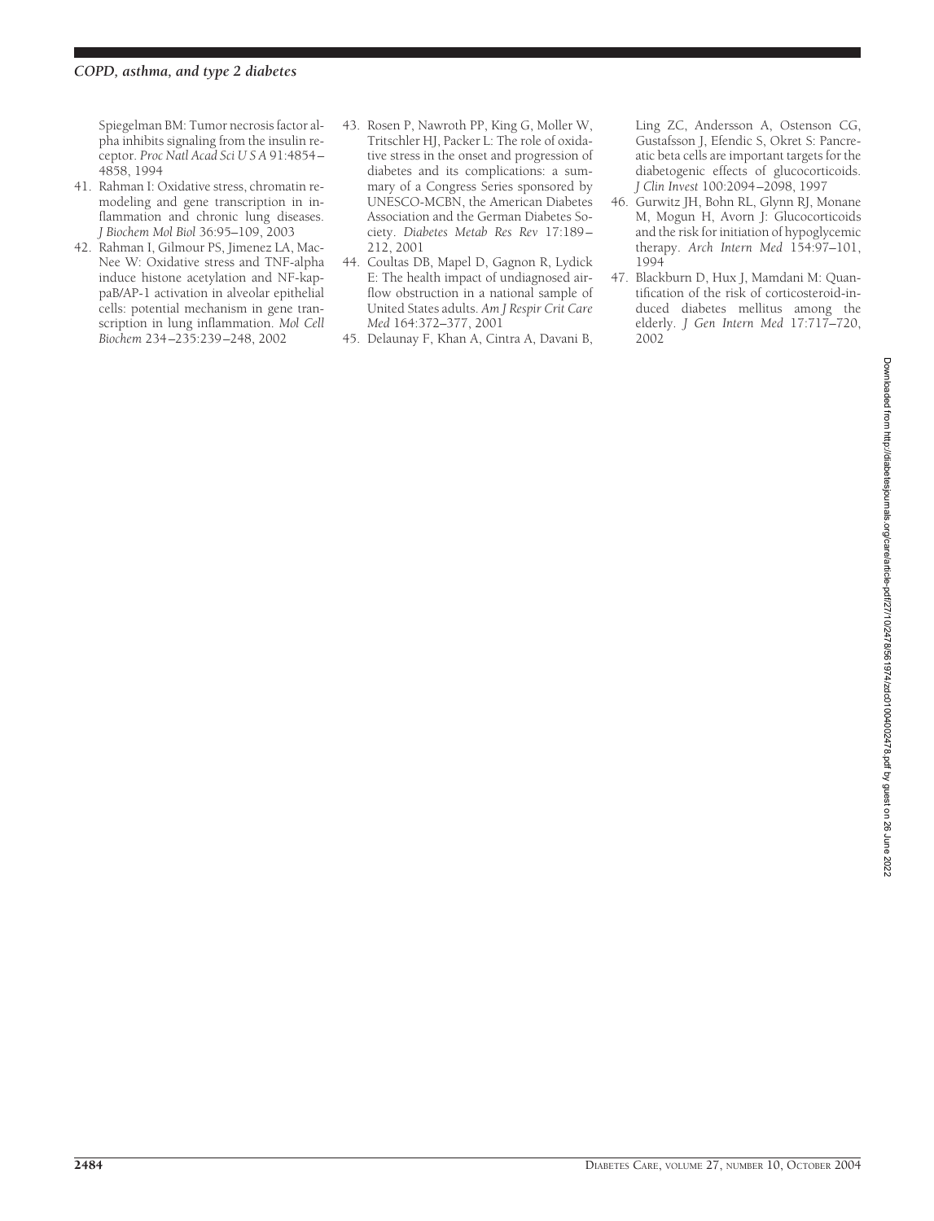Spiegelman BM: Tumor necrosis factor alpha inhibits signaling from the insulin receptor. *Proc Natl Acad Sci U S A* 91:4854–4858, 1994

41. Rahman I: Oxidative stress, chromatin remodeling and gene transcription in inflammation and chronic lung diseases. *J Biochem Mol Biol* 36:95–109, 2003
42. Rahman I, Gilmour PS, Jimenez LA, MacNee W: Oxidative stress and TNF-alpha induce histone acetylation and NF-kappaB/AP-1 activation in alveolar epithelial cells: potential mechanism in gene transcription in lung inflammation. *Mol Cell Biochem* 234–235:239–248, 2002
43. Rosen P, Nawroth PP, King G, Moller W, Tritschler HJ, Packer L: The role of oxidative stress in the onset and progression of diabetes and its complications: a summary of a Congress Series sponsored by UNESCO-MCBN, the American Diabetes Association and the German Diabetes Society. *Diabetes Metab Res Rev* 17:189–212, 2001
44. Coultas DB, Mapel D, Gagnon R, Lydick E: The health impact of undiagnosed airflow obstruction in a national sample of United States adults. *Am J Respir Crit Care Med* 164:372–377, 2001
45. Delaunay F, Khan A, Cintra A, Davani B, Ling ZC, Andersson A, Ostenson CG, Gustafsson J, Efendic S, Okret S: Pancreatic beta cells are important targets for the diabetogenic effects of glucocorticoids. *J Clin Invest* 100:2094–2098, 1997
46. Gurwitz JH, Bohn RL, Glynn RJ, Monane M, Mogun H, Avorn J: Glucocorticoids and the risk for initiation of hypoglycemic therapy. *Arch Intern Med* 154:97–101, 1994
47. Blackburn D, Hux J, Mamdani M: Quantification of the risk of corticosteroid-induced diabetes mellitus among the elderly. *J Gen Intern Med* 17:717–720, 2002